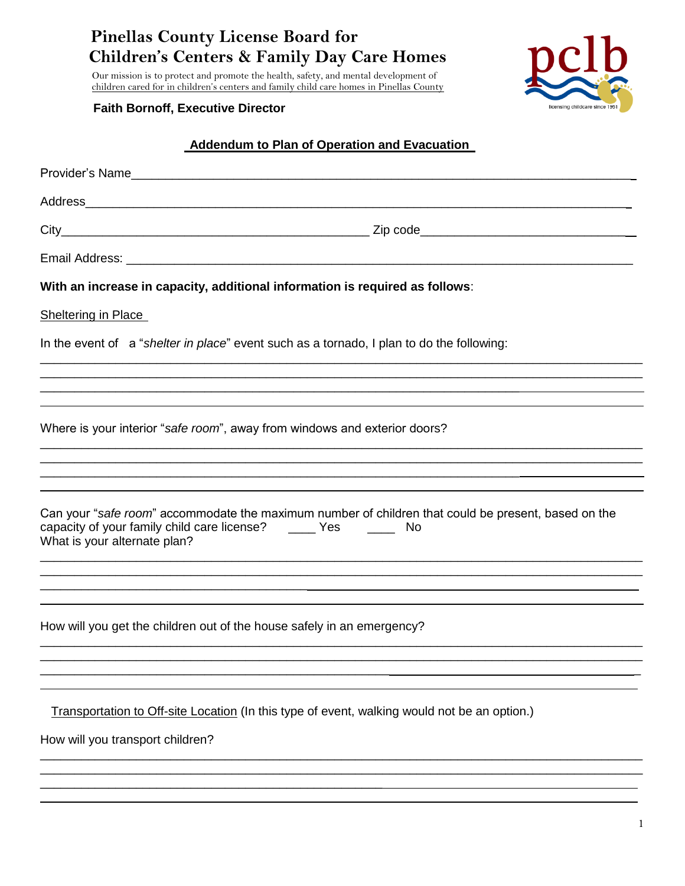# Pinellas County License Board for Children's Centers & Family Day Care Homes

Our mission is to protect and promote the health, safety, and mental development of children cared for in children's centers and family child care homes in Pinellas County

**Faith Bornoff, Executive Director**

pclb
licensing childcare since 1961

## Addendum to Plan of Operation and Evacuation

Provider's Name________________________________________________________________________

Address______________________________________________________________________________

City_____________________________________________ Zip code_________________________________

Email Address: ________________________________________________________________________

**With an increase in capacity, additional information is required as follows**:

Sheltering in Place

In the event of a "*shelter in place*" event such as a tornado, I plan to do the following:

______________________________________________________________________________________
______________________________________________________________________________________
______________________________________________________________________________________
______________________________________________________________________________________

Where is your interior "*safe room*", away from windows and exterior doors?

______________________________________________________________________________________
______________________________________________________________________________________
______________________________________________________________________________________
______________________________________________________________________________________

Can your "*safe room*" accommodate the maximum number of children that could be present, based on the capacity of your family child care license? ____ Yes ____ No

What is your alternate plan?

______________________________________________________________________________________
______________________________________________________________________________________
______________________________________________________________________________________
______________________________________________________________________________________

How will you get the children out of the house safely in an emergency?

______________________________________________________________________________________
______________________________________________________________________________________
______________________________________________________________________________________
______________________________________________________________________________________

Transportation to Off-site Location (In this type of event, walking would not be an option.)

How will you transport children?

______________________________________________________________________________________
______________________________________________________________________________________
______________________________________________________________________________________
______________________________________________________________________________________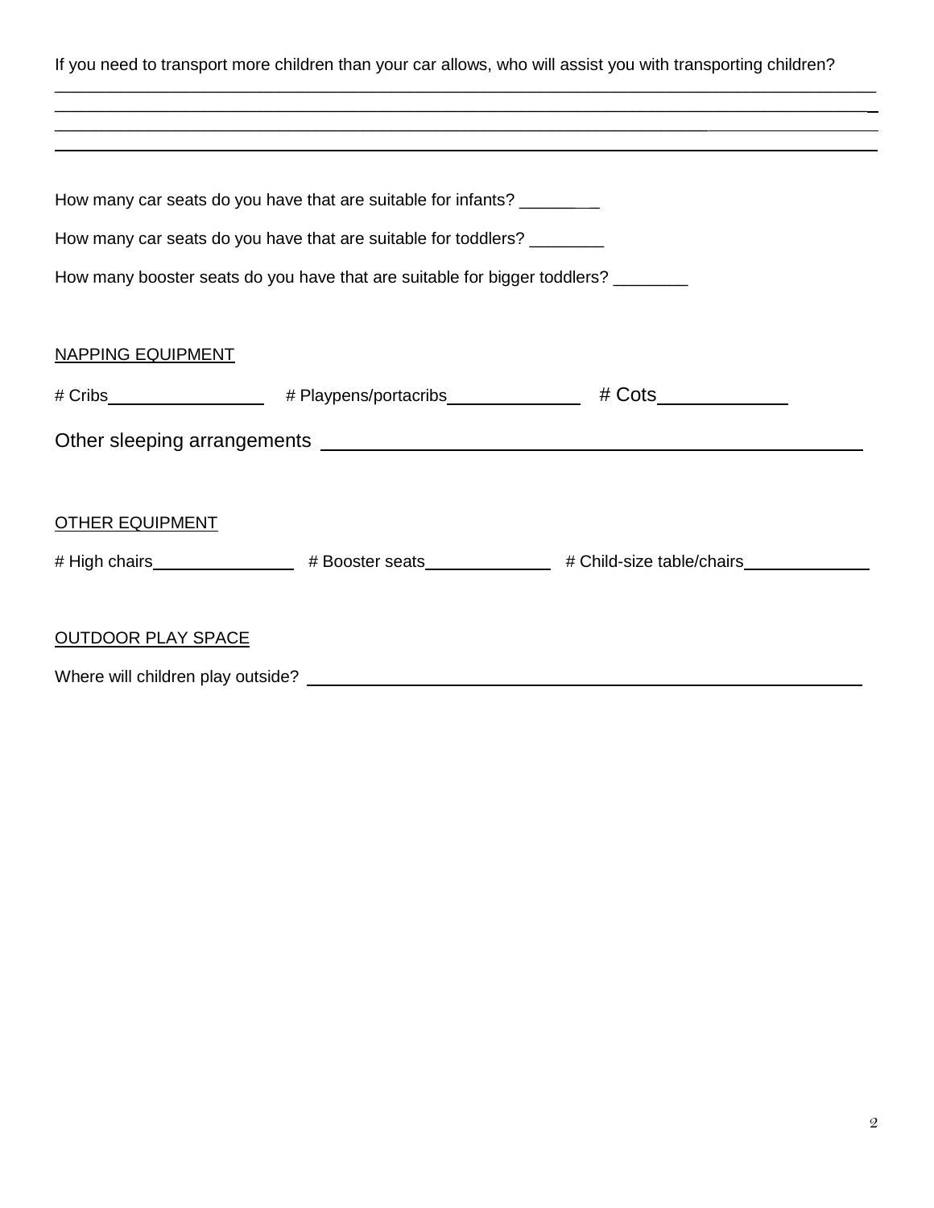If you need to transport more children than your car allows, who will assist you with transporting children?

_______________________________________________________________________________

_______________________________________________________________________________

_______________________________________________________________________________

_______________________________________________________________________________

How many car seats do you have that are suitable for infants? ________

How many car seats do you have that are suitable for toddlers? ________

How many booster seats do you have that are suitable for bigger toddlers? ________

NAPPING EQUIPMENT

# Cribs________________ # Playpens/portacribs______________ # Cots____________

Other sleeping arrangements ______________________________________________

OTHER EQUIPMENT

# High chairs_______________ # Booster seats_____________ # Child-size table/chairs_____________

OUTDOOR PLAY SPACE

Where will children play outside? ______________________________________________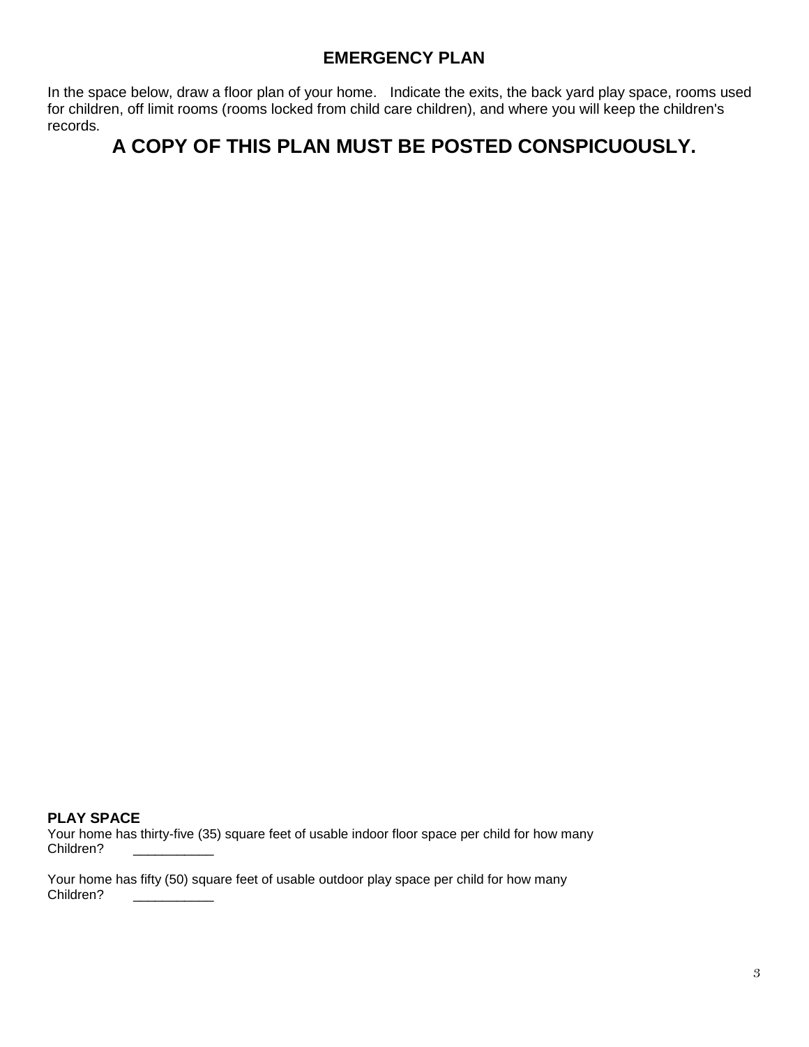## EMERGENCY PLAN

In the space below, draw a floor plan of your home. Indicate the exits, the back yard play space, rooms used for children, off limit rooms (rooms locked from child care children), and where you will keep the children's records.

## A COPY OF THIS PLAN MUST BE POSTED CONSPICUOUSLY.

**PLAY SPACE**

Your home has thirty-five (35) square feet of usable indoor floor space per child for how many Children? ___________

Your home has fifty (50) square feet of usable outdoor play space per child for how many Children? ___________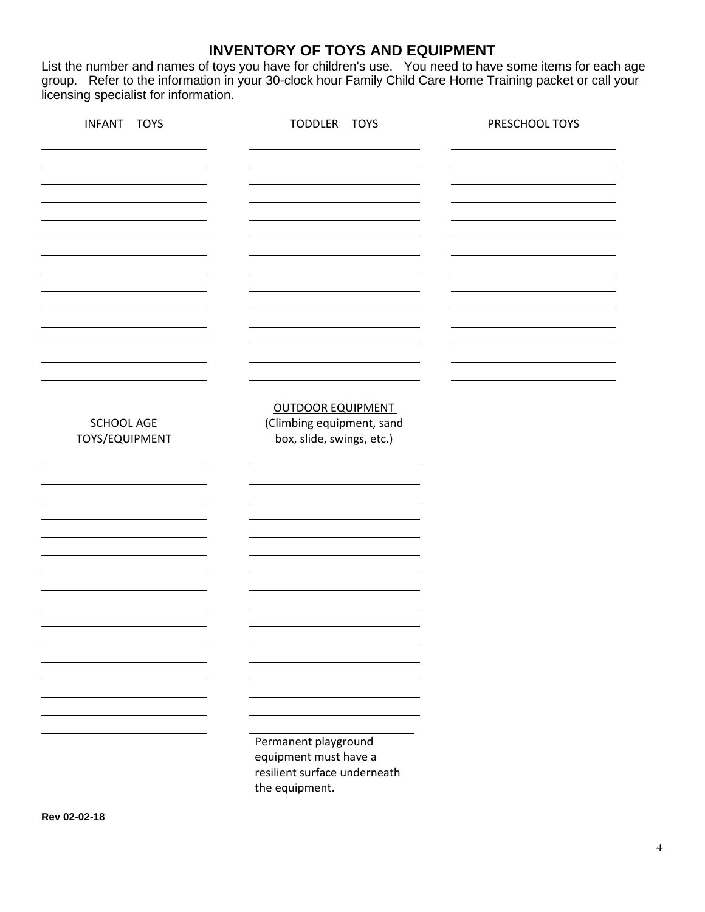# INVENTORY OF TOYS AND EQUIPMENT

List the number and names of toys you have for children's use. You need to have some items for each age group. Refer to the information in your 30-clock hour Family Child Care Home Training packet or call your licensing specialist for information.

| INFANT TOYS | TODDLER TOYS | PRESCHOOL TOYS |
|---|---|---|
| | | |
| | | |
| | | |
| | | |
| | | |
| | | |
| | | |
| | | |
| | | |
| | | |
| | | |
| | | |
| | | |
| | | |

| SCHOOL AGE TOYS/EQUIPMENT | OUTDOOR EQUIPMENT (Climbing equipment, sand box, slide, swings, etc.) |
|---|---|
| | |
| | |
| | |
| | |
| | |
| | |
| | |
| | |
| | |
| | |
| | |
| | |
| | |
| | |
| | |

Permanent playground equipment must have a resilient surface underneath the equipment.

Rev 02-02-18